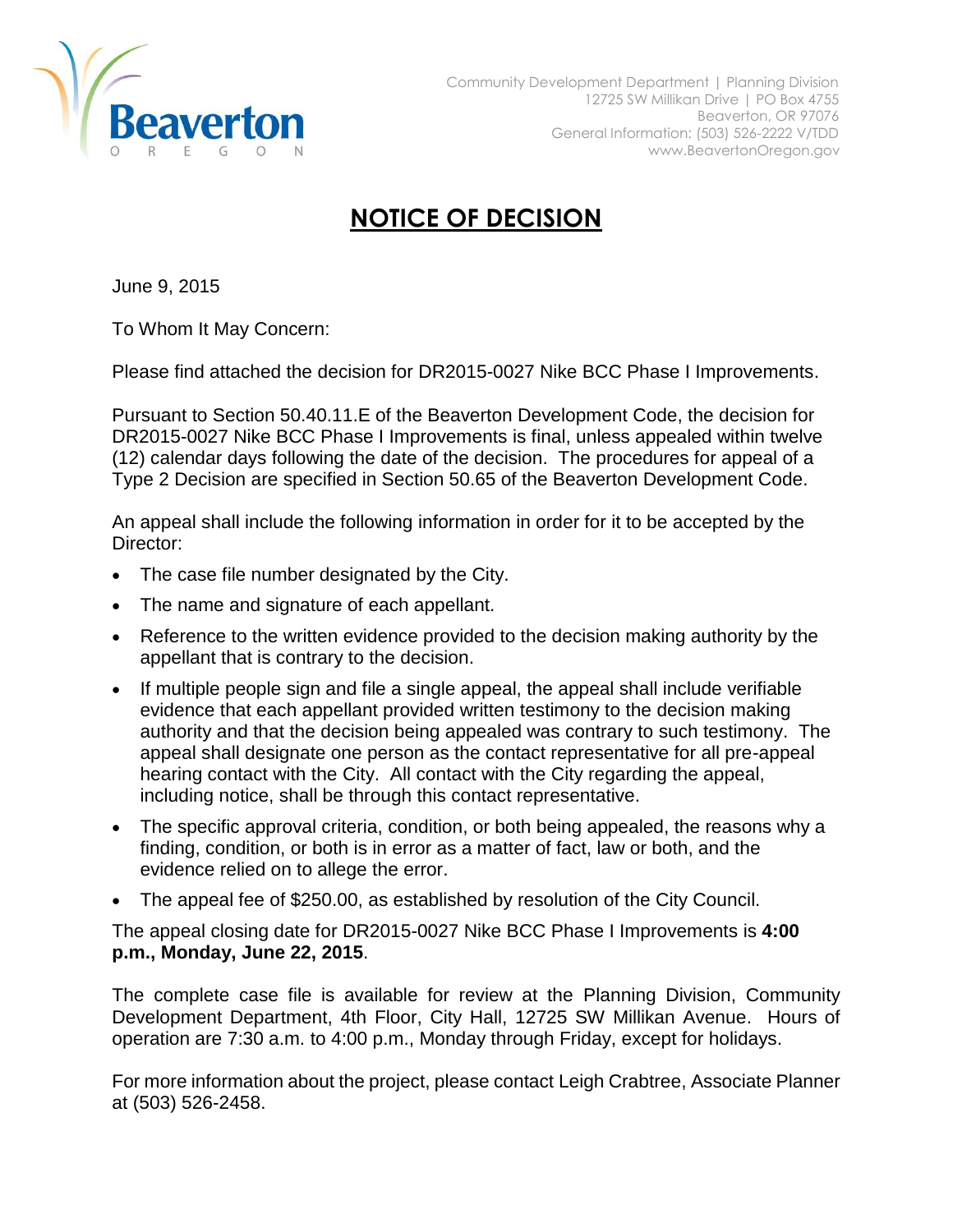Beaverton
OREGON

Community Development Department | Planning Division
12725 SW Millikan Drive | PO Box 4755
Beaverton, OR 97076
General Information: (503) 526-2222 V/TDD
www.BeavertonOregon.gov

# NOTICE OF DECISION

June 9, 2015

To Whom It May Concern:

Please find attached the decision for DR2015-0027 Nike BCC Phase I Improvements.

Pursuant to Section 50.40.11.E of the Beaverton Development Code, the decision for DR2015-0027 Nike BCC Phase I Improvements is final, unless appealed within twelve (12) calendar days following the date of the decision. The procedures for appeal of a Type 2 Decision are specified in Section 50.65 of the Beaverton Development Code.

An appeal shall include the following information in order for it to be accepted by the Director:

- The case file number designated by the City.
- The name and signature of each appellant.
- Reference to the written evidence provided to the decision making authority by the appellant that is contrary to the decision.
- If multiple people sign and file a single appeal, the appeal shall include verifiable evidence that each appellant provided written testimony to the decision making authority and that the decision being appealed was contrary to such testimony. The appeal shall designate one person as the contact representative for all pre-appeal hearing contact with the City. All contact with the City regarding the appeal, including notice, shall be through this contact representative.
- The specific approval criteria, condition, or both being appealed, the reasons why a finding, condition, or both is in error as a matter of fact, law or both, and the evidence relied on to allege the error.
- The appeal fee of $250.00, as established by resolution of the City Council.

The appeal closing date for DR2015-0027 Nike BCC Phase I Improvements is **4:00 p.m., Monday, June 22, 2015**.

The complete case file is available for review at the Planning Division, Community Development Department, 4th Floor, City Hall, 12725 SW Millikan Avenue. Hours of operation are 7:30 a.m. to 4:00 p.m., Monday through Friday, except for holidays.

For more information about the project, please contact Leigh Crabtree, Associate Planner at (503) 526-2458.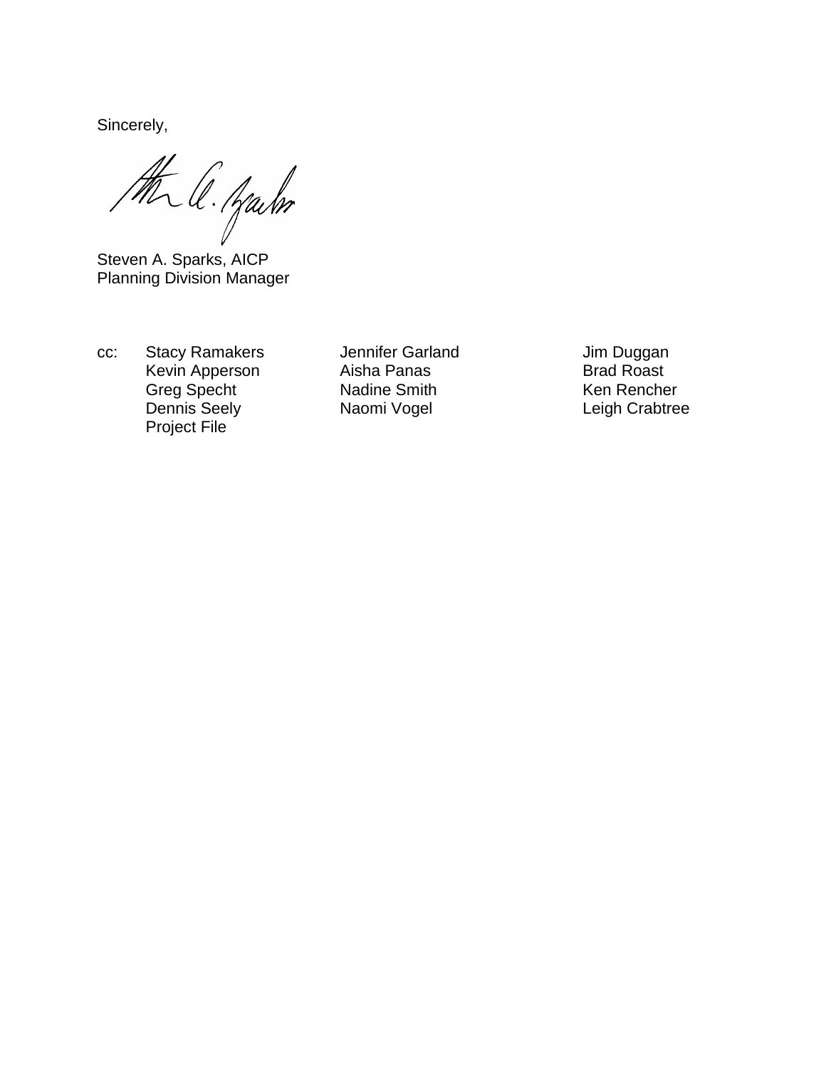Sincerely,

Steven A. Sparks, AICP
Planning Division Manager

cc: Stacy Ramakers
Kevin Apperson
Greg Specht
Dennis Seely
Project File
Jennifer Garland
Aisha Panas
Nadine Smith
Naomi Vogel
Jim Duggan
Brad Roast
Ken Rencher
Leigh Crabtree